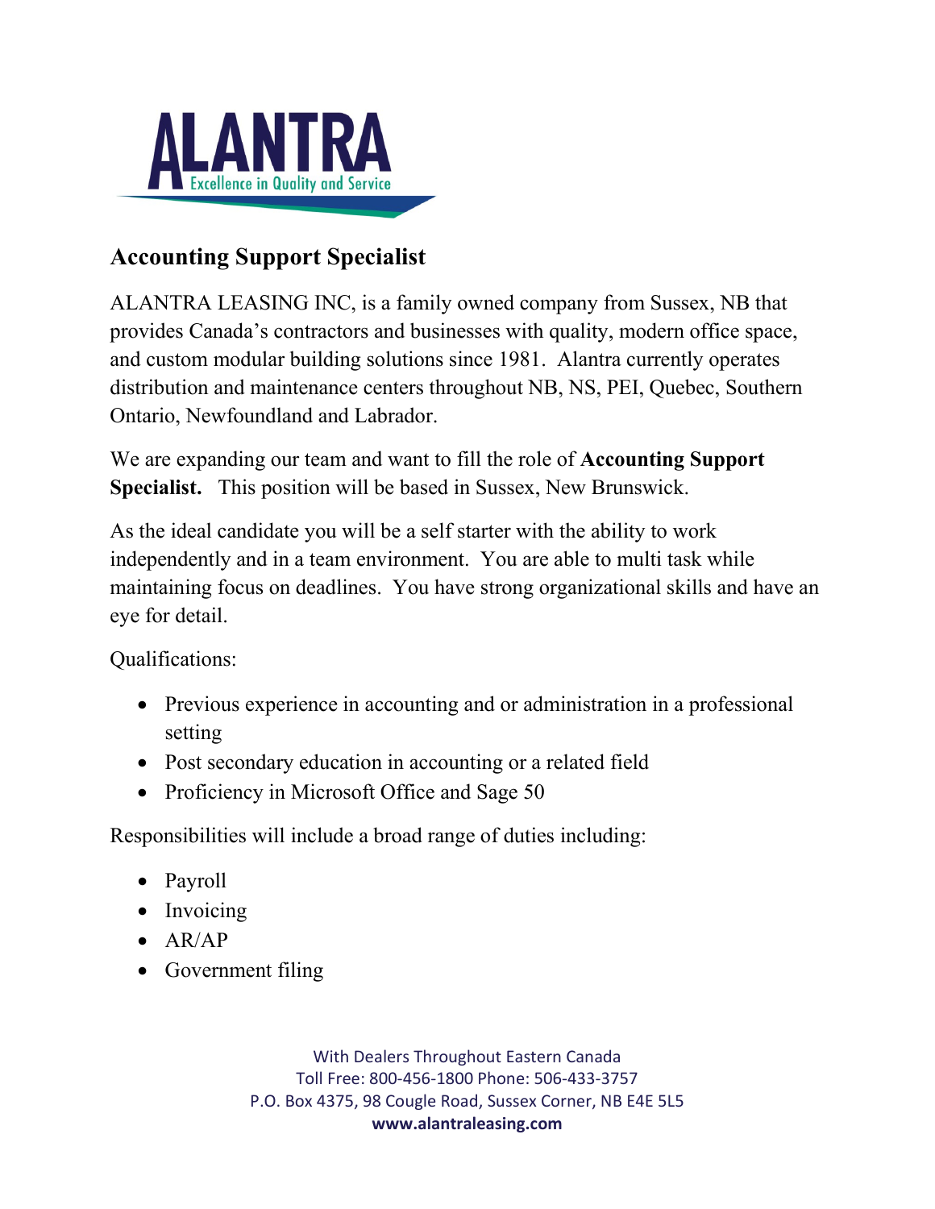ALANTRA
Excellence in Quality and Service

## Accounting Support Specialist

ALANTRA LEASING INC, is a family owned company from Sussex, NB that provides Canada's contractors and businesses with quality, modern office space, and custom modular building solutions since 1981. Alantra currently operates distribution and maintenance centers throughout NB, NS, PEI, Quebec, Southern Ontario, Newfoundland and Labrador.

We are expanding our team and want to fill the role of **Accounting Support Specialist.** This position will be based in Sussex, New Brunswick.

As the ideal candidate you will be a self starter with the ability to work independently and in a team environment. You are able to multi task while maintaining focus on deadlines. You have strong organizational skills and have an eye for detail.

Qualifications:

- Previous experience in accounting and or administration in a professional setting
- Post secondary education in accounting or a related field
- Proficiency in Microsoft Office and Sage 50

Responsibilities will include a broad range of duties including:

- Payroll
- Invoicing
- AR/AP
- Government filing

With Dealers Throughout Eastern Canada
Toll Free: 800-456-1800 Phone: 506-433-3757
P.O. Box 4375, 98 Cougle Road, Sussex Corner, NB E4E 5L5
**www.alantraleasing.com**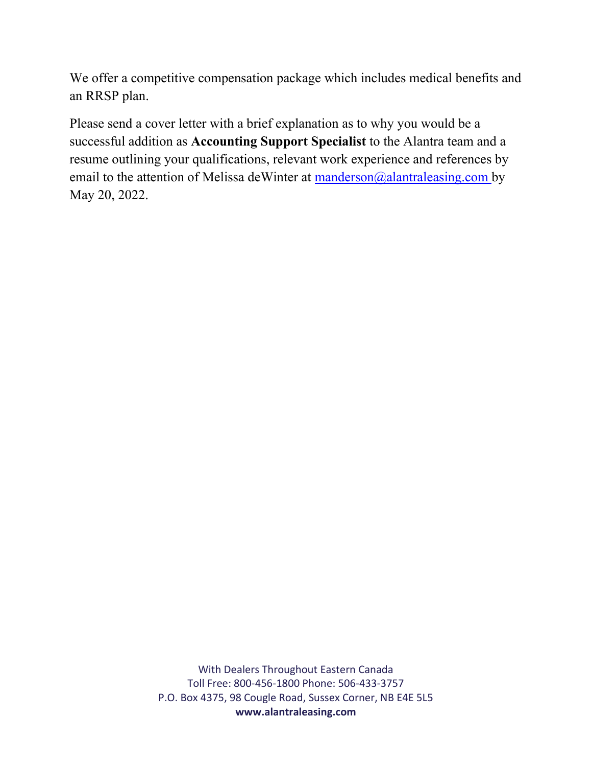We offer a competitive compensation package which includes medical benefits and an RRSP plan.

Please send a cover letter with a brief explanation as to why you would be a successful addition as **Accounting Support Specialist** to the Alantra team and a resume outlining your qualifications, relevant work experience and references by email to the attention of Melissa deWinter at manderson@alantraleasing.com by May 20, 2022.